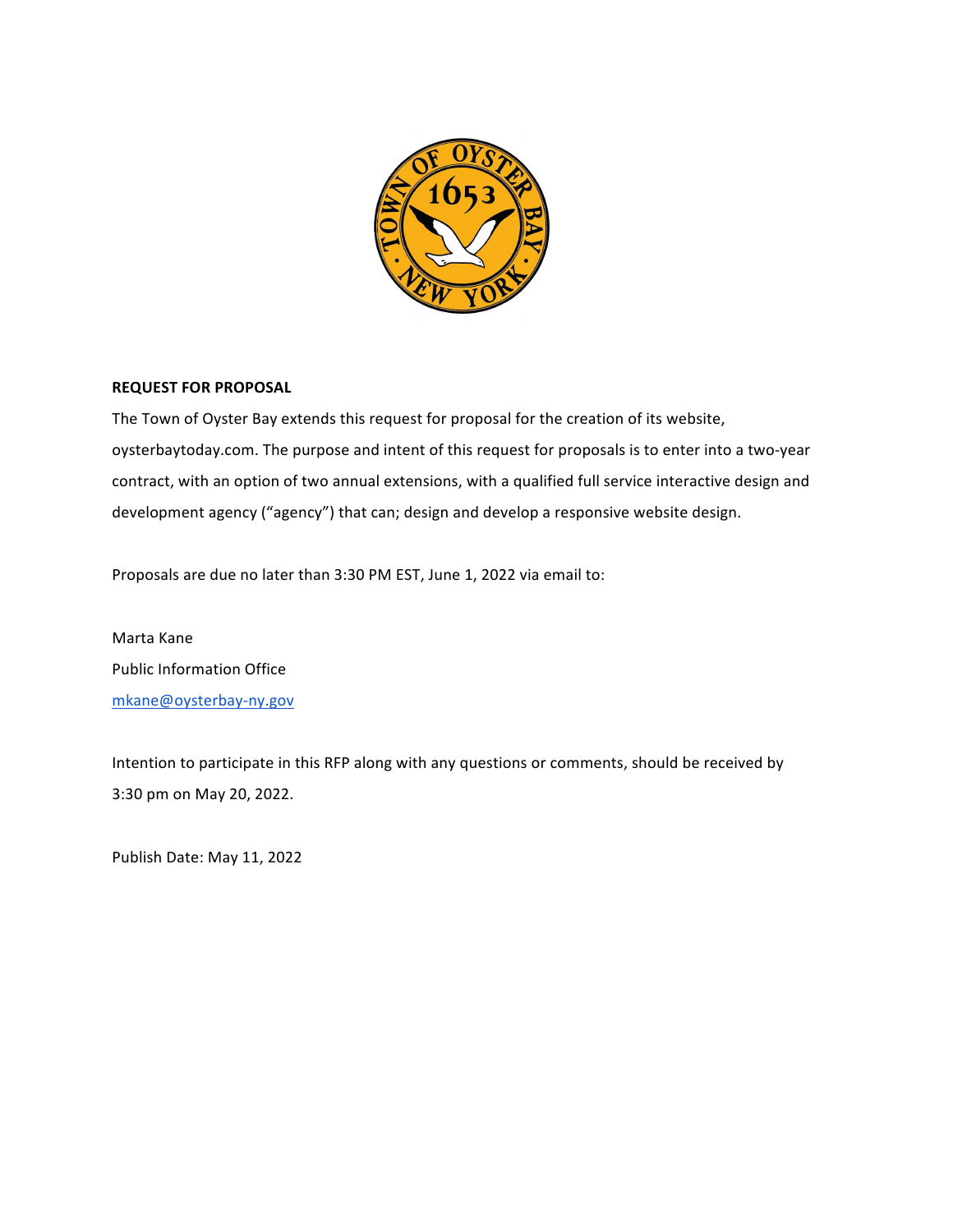**REQUEST FOR PROPOSAL**

The Town of Oyster Bay extends this request for proposal for the creation of its website, oysterbaytoday.com. The purpose and intent of this request for proposals is to enter into a two-year contract, with an option of two annual extensions, with a qualified full service interactive design and development agency ("agency") that can; design and develop a responsive website design.

Proposals are due no later than 3:30 PM EST, June 1, 2022 via email to:

Marta Kane
Public Information Office
mkane@oysterbay-ny.gov

Intention to participate in this RFP along with any questions or comments, should be received by 3:30 pm on May 20, 2022.

Publish Date: May 11, 2022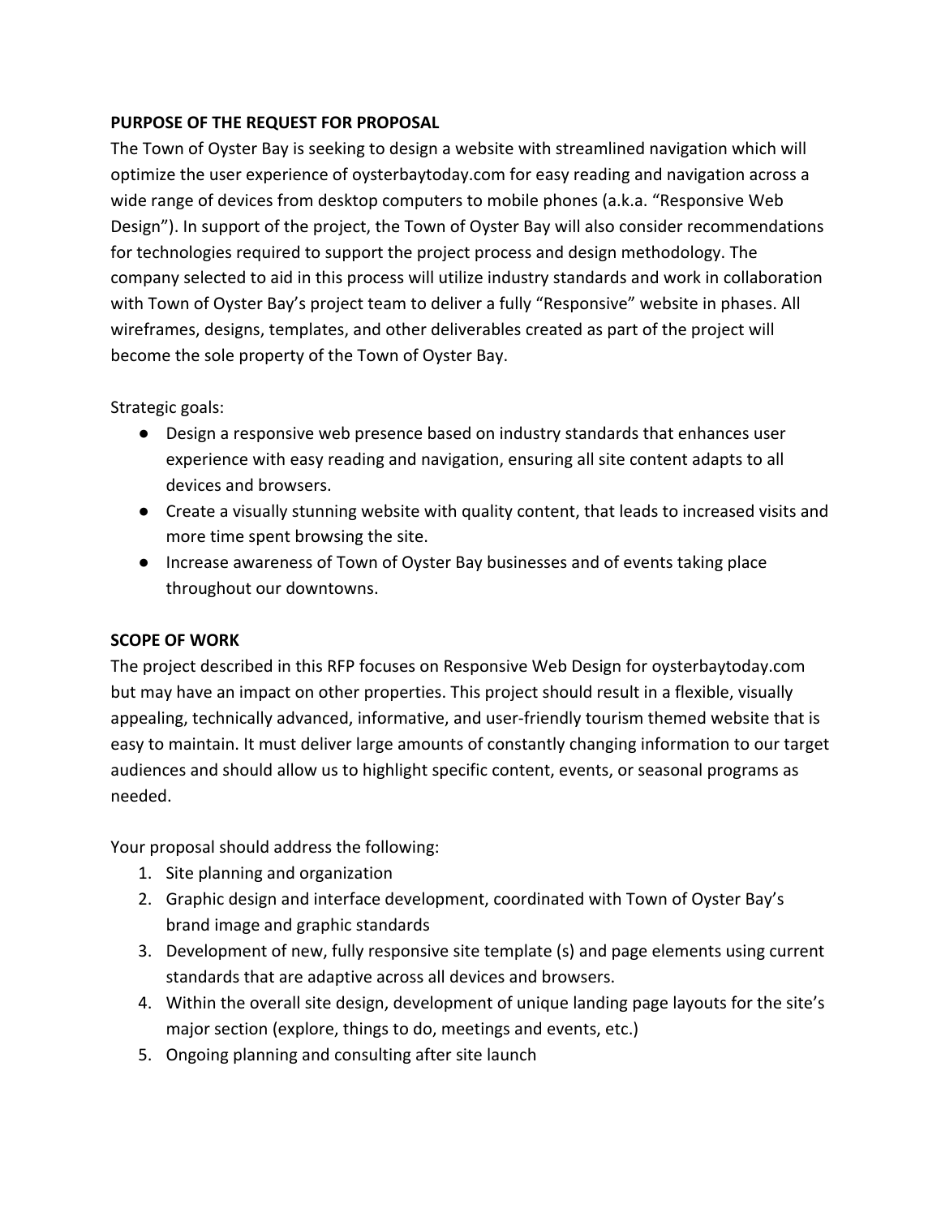**PURPOSE OF THE REQUEST FOR PROPOSAL**

The Town of Oyster Bay is seeking to design a website with streamlined navigation which will optimize the user experience of oysterbaytoday.com for easy reading and navigation across a wide range of devices from desktop computers to mobile phones (a.k.a. "Responsive Web Design"). In support of the project, the Town of Oyster Bay will also consider recommendations for technologies required to support the project process and design methodology. The company selected to aid in this process will utilize industry standards and work in collaboration with Town of Oyster Bay's project team to deliver a fully "Responsive" website in phases. All wireframes, designs, templates, and other deliverables created as part of the project will become the sole property of the Town of Oyster Bay.

Strategic goals:

- Design a responsive web presence based on industry standards that enhances user experience with easy reading and navigation, ensuring all site content adapts to all devices and browsers.
- Create a visually stunning website with quality content, that leads to increased visits and more time spent browsing the site.
- Increase awareness of Town of Oyster Bay businesses and of events taking place throughout our downtowns.

**SCOPE OF WORK**

The project described in this RFP focuses on Responsive Web Design for oysterbaytoday.com but may have an impact on other properties. This project should result in a flexible, visually appealing, technically advanced, informative, and user-friendly tourism themed website that is easy to maintain. It must deliver large amounts of constantly changing information to our target audiences and should allow us to highlight specific content, events, or seasonal programs as needed.

Your proposal should address the following:

1. Site planning and organization
2. Graphic design and interface development, coordinated with Town of Oyster Bay's brand image and graphic standards
3. Development of new, fully responsive site template (s) and page elements using current standards that are adaptive across all devices and browsers.
4. Within the overall site design, development of unique landing page layouts for the site's major section (explore, things to do, meetings and events, etc.)
5. Ongoing planning and consulting after site launch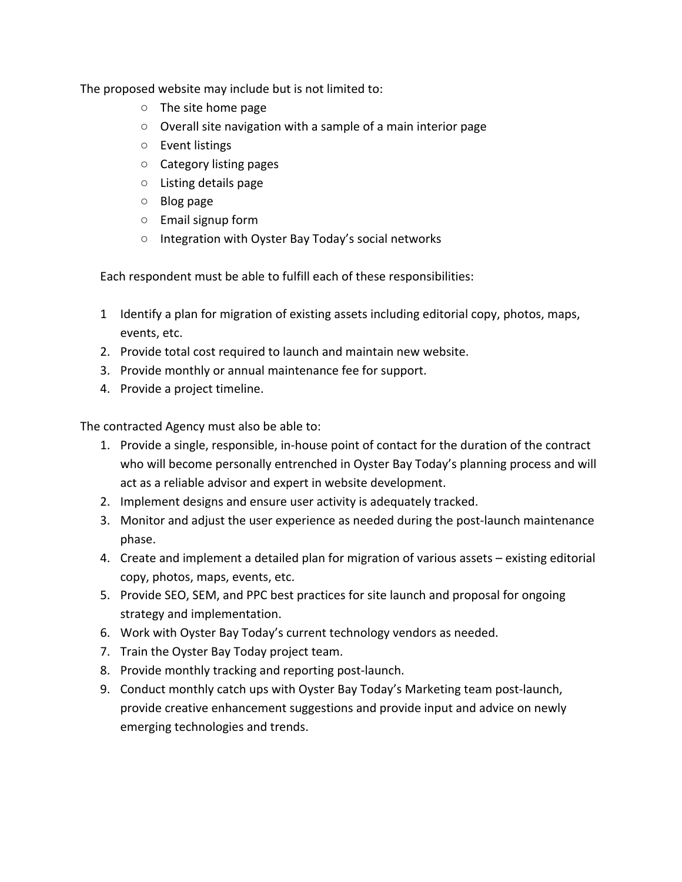The proposed website may include but is not limited to:

- The site home page
- Overall site navigation with a sample of a main interior page
- Event listings
- Category listing pages
- Listing details page
- Blog page
- Email signup form
- Integration with Oyster Bay Today's social networks

Each respondent must be able to fulfill each of these responsibilities:

1. Identify a plan for migration of existing assets including editorial copy, photos, maps, events, etc.
2. Provide total cost required to launch and maintain new website.
3. Provide monthly or annual maintenance fee for support.
4. Provide a project timeline.

The contracted Agency must also be able to:

1. Provide a single, responsible, in-house point of contact for the duration of the contract who will become personally entrenched in Oyster Bay Today's planning process and will act as a reliable advisor and expert in website development.
2. Implement designs and ensure user activity is adequately tracked.
3. Monitor and adjust the user experience as needed during the post-launch maintenance phase.
4. Create and implement a detailed plan for migration of various assets – existing editorial copy, photos, maps, events, etc.
5. Provide SEO, SEM, and PPC best practices for site launch and proposal for ongoing strategy and implementation.
6. Work with Oyster Bay Today's current technology vendors as needed.
7. Train the Oyster Bay Today project team.
8. Provide monthly tracking and reporting post-launch.
9. Conduct monthly catch ups with Oyster Bay Today's Marketing team post-launch, provide creative enhancement suggestions and provide input and advice on newly emerging technologies and trends.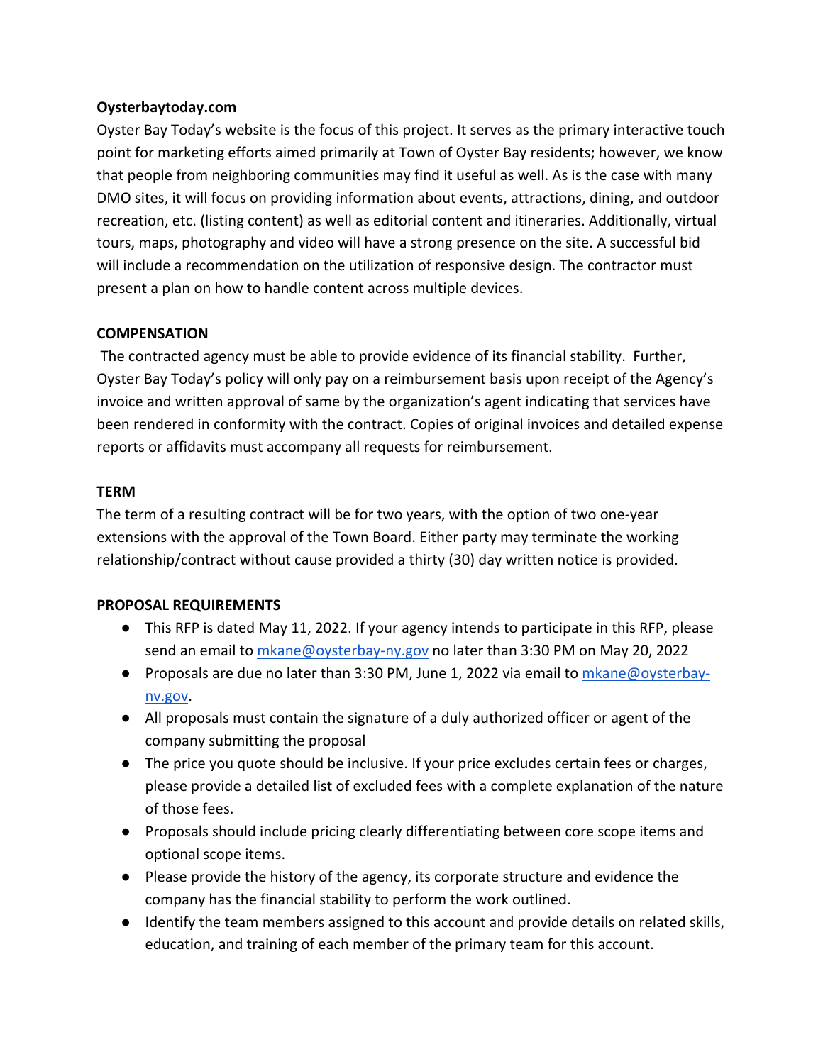**Oysterbaytoday.com**

Oyster Bay Today's website is the focus of this project. It serves as the primary interactive touch point for marketing efforts aimed primarily at Town of Oyster Bay residents; however, we know that people from neighboring communities may find it useful as well. As is the case with many DMO sites, it will focus on providing information about events, attractions, dining, and outdoor recreation, etc. (listing content) as well as editorial content and itineraries. Additionally, virtual tours, maps, photography and video will have a strong presence on the site. A successful bid will include a recommendation on the utilization of responsive design. The contractor must present a plan on how to handle content across multiple devices.

**COMPENSATION**

The contracted agency must be able to provide evidence of its financial stability. Further, Oyster Bay Today's policy will only pay on a reimbursement basis upon receipt of the Agency's invoice and written approval of same by the organization's agent indicating that services have been rendered in conformity with the contract. Copies of original invoices and detailed expense reports or affidavits must accompany all requests for reimbursement.

**TERM**

The term of a resulting contract will be for two years, with the option of two one-year extensions with the approval of the Town Board. Either party may terminate the working relationship/contract without cause provided a thirty (30) day written notice is provided.

**PROPOSAL REQUIREMENTS**

- This RFP is dated May 11, 2022. If your agency intends to participate in this RFP, please send an email to mkane@oysterbay-ny.gov no later than 3:30 PM on May 20, 2022
- Proposals are due no later than 3:30 PM, June 1, 2022 via email to mkane@oysterbay-nv.gov.
- All proposals must contain the signature of a duly authorized officer or agent of the company submitting the proposal
- The price you quote should be inclusive. If your price excludes certain fees or charges, please provide a detailed list of excluded fees with a complete explanation of the nature of those fees.
- Proposals should include pricing clearly differentiating between core scope items and optional scope items.
- Please provide the history of the agency, its corporate structure and evidence the company has the financial stability to perform the work outlined.
- Identify the team members assigned to this account and provide details on related skills, education, and training of each member of the primary team for this account.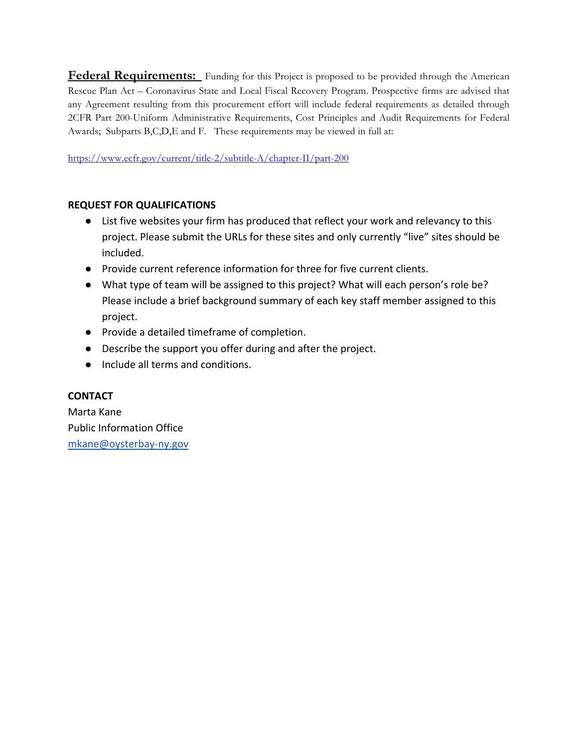**Federal Requirements:** Funding for this Project is proposed to be provided through the American Rescue Plan Act – Coronavirus State and Local Fiscal Recovery Program. Prospective firms are advised that any Agreement resulting from this procurement effort will include federal requirements as detailed through 2CFR Part 200-Uniform Administrative Requirements, Cost Principles and Audit Requirements for Federal Awards; Subparts B,C,D,E and F. These requirements may be viewed in full at:

https://www.ecfr.gov/current/title-2/subtitle-A/chapter-II/part-200

## REQUEST FOR QUALIFICATIONS

- List five websites your firm has produced that reflect your work and relevancy to this project. Please submit the URLs for these sites and only currently "live" sites should be included.
- Provide current reference information for three for five current clients.
- What type of team will be assigned to this project? What will each person's role be? Please include a brief background summary of each key staff member assigned to this project.
- Provide a detailed timeframe of completion.
- Describe the support you offer during and after the project.
- Include all terms and conditions.

## CONTACT

Marta Kane
Public Information Office
mkane@oysterbay-ny.gov